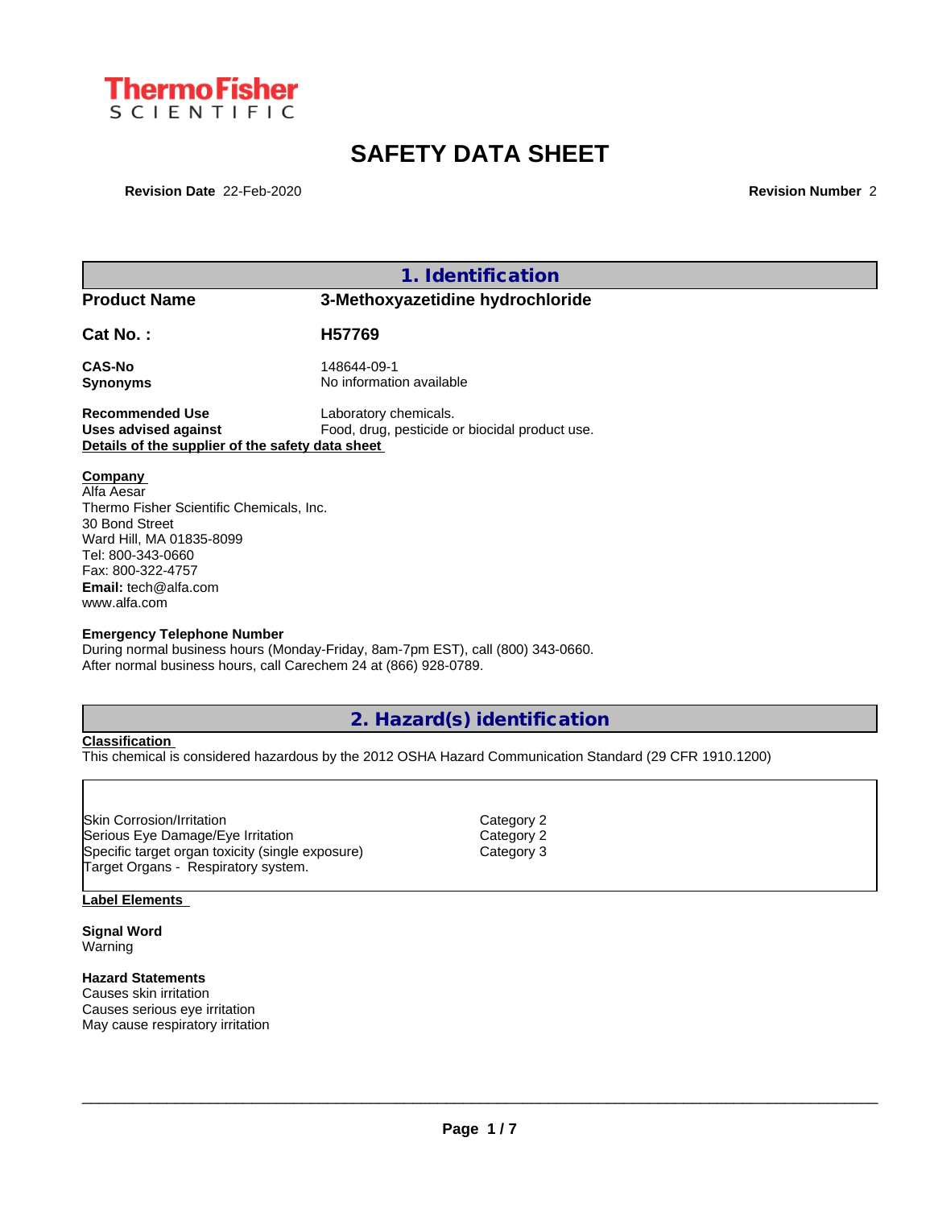Thermo Fisher SCIENTIFIC

# SAFETY DATA SHEET

**Revision Date** 22-Feb-2020 **Revision Number** 2

## 1. Identification

| | |
|---|---|
| **Product Name** | **3-Methoxyazetidine hydrochloride** |
| **Cat No. :** | **H57769** |
| **CAS-No** | 148644-09-1 |
| **Synonyms** | No information available |
| **Recommended Use** | Laboratory chemicals. |
| **Uses advised against** | Food, drug, pesticide or biocidal product use. |

**Details of the supplier of the safety data sheet**

**Company**
Alfa Aesar
Thermo Fisher Scientific Chemicals, Inc.
30 Bond Street
Ward Hill, MA 01835-8099
Tel: 800-343-0660
Fax: 800-322-4757
**Email:** tech@alfa.com
www.alfa.com

**Emergency Telephone Number**
During normal business hours (Monday-Friday, 8am-7pm EST), call (800) 343-0660.
After normal business hours, call Carechem 24 at (866) 928-0789.

## 2. Hazard(s) identification

**Classification**
This chemical is considered hazardous by the 2012 OSHA Hazard Communication Standard (29 CFR 1910.1200)

| | |
|---|---|
| Skin Corrosion/Irritation | Category 2 |
| Serious Eye Damage/Eye Irritation | Category 2 |
| Specific target organ toxicity (single exposure) | Category 3 |
| Target Organs - Respiratory system. | |

**Label Elements**

**Signal Word**
Warning

**Hazard Statements**
Causes skin irritation
Causes serious eye irritation
May cause respiratory irritation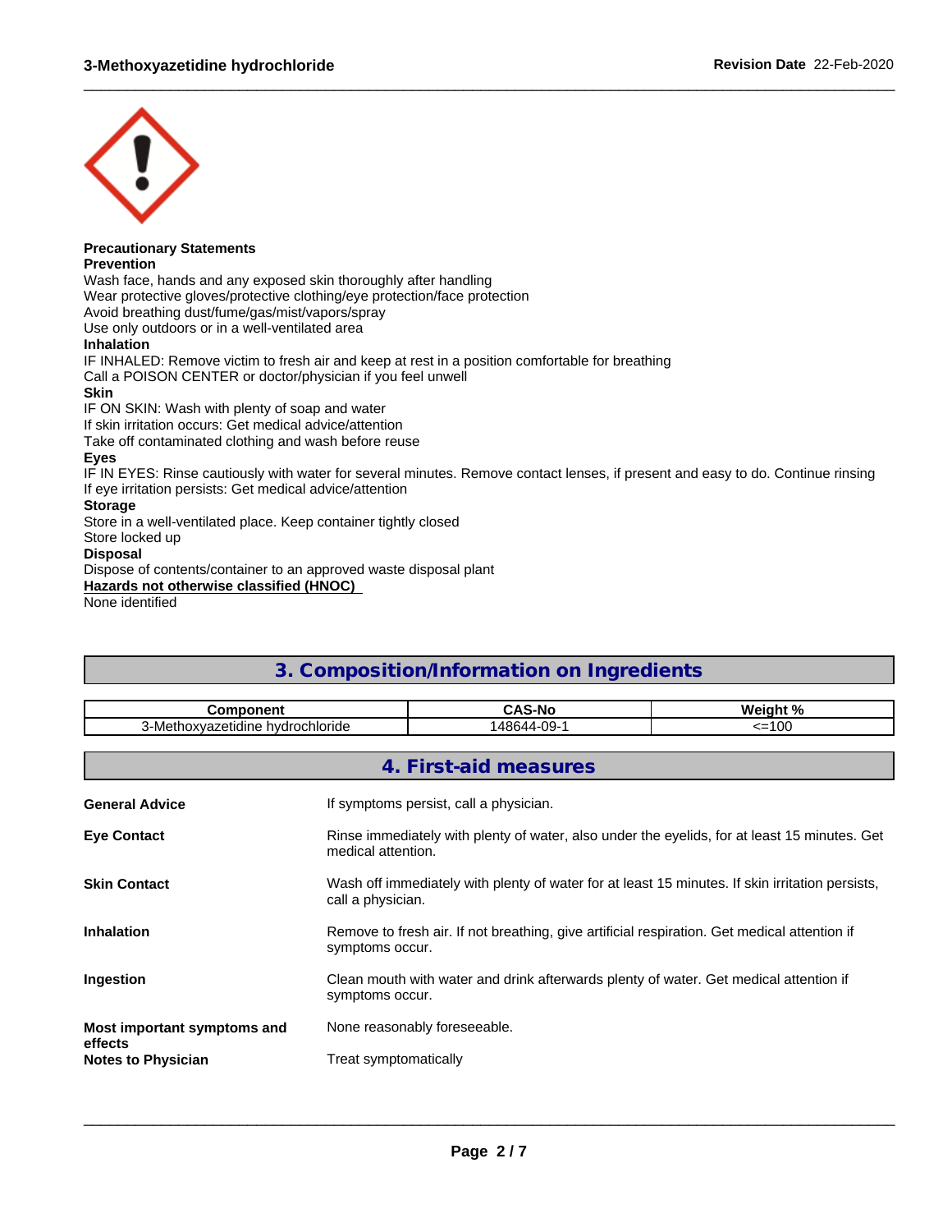**Precautionary Statements**
**Prevention**
Wash face, hands and any exposed skin thoroughly after handling
Wear protective gloves/protective clothing/eye protection/face protection
Avoid breathing dust/fume/gas/mist/vapors/spray
Use only outdoors or in a well-ventilated area
**Inhalation**
IF INHALED: Remove victim to fresh air and keep at rest in a position comfortable for breathing
Call a POISON CENTER or doctor/physician if you feel unwell
**Skin**
IF ON SKIN: Wash with plenty of soap and water
If skin irritation occurs: Get medical advice/attention
Take off contaminated clothing and wash before reuse
**Eyes**
IF IN EYES: Rinse cautiously with water for several minutes. Remove contact lenses, if present and easy to do. Continue rinsing
If eye irritation persists: Get medical advice/attention
**Storage**
Store in a well-ventilated place. Keep container tightly closed
Store locked up
**Disposal**
Dispose of contents/container to an approved waste disposal plant
**Hazards not otherwise classified (HNOC)**
None identified

## 3. Composition/Information on Ingredients

| Component | CAS-No | Weight % |
|---|---|---|
| 3-Methoxyazetidine hydrochloride | 148644-09-1 | <=100 |

## 4. First-aid measures

**General Advice**
If symptoms persist, call a physician.

**Eye Contact**
Rinse immediately with plenty of water, also under the eyelids, for at least 15 minutes. Get medical attention.

**Skin Contact**
Wash off immediately with plenty of water for at least 15 minutes. If skin irritation persists, call a physician.

**Inhalation**
Remove to fresh air. If not breathing, give artificial respiration. Get medical attention if symptoms occur.

**Ingestion**
Clean mouth with water and drink afterwards plenty of water. Get medical attention if symptoms occur.

**Most important symptoms and effects**
None reasonably foreseeable.

**Notes to Physician**
Treat symptomatically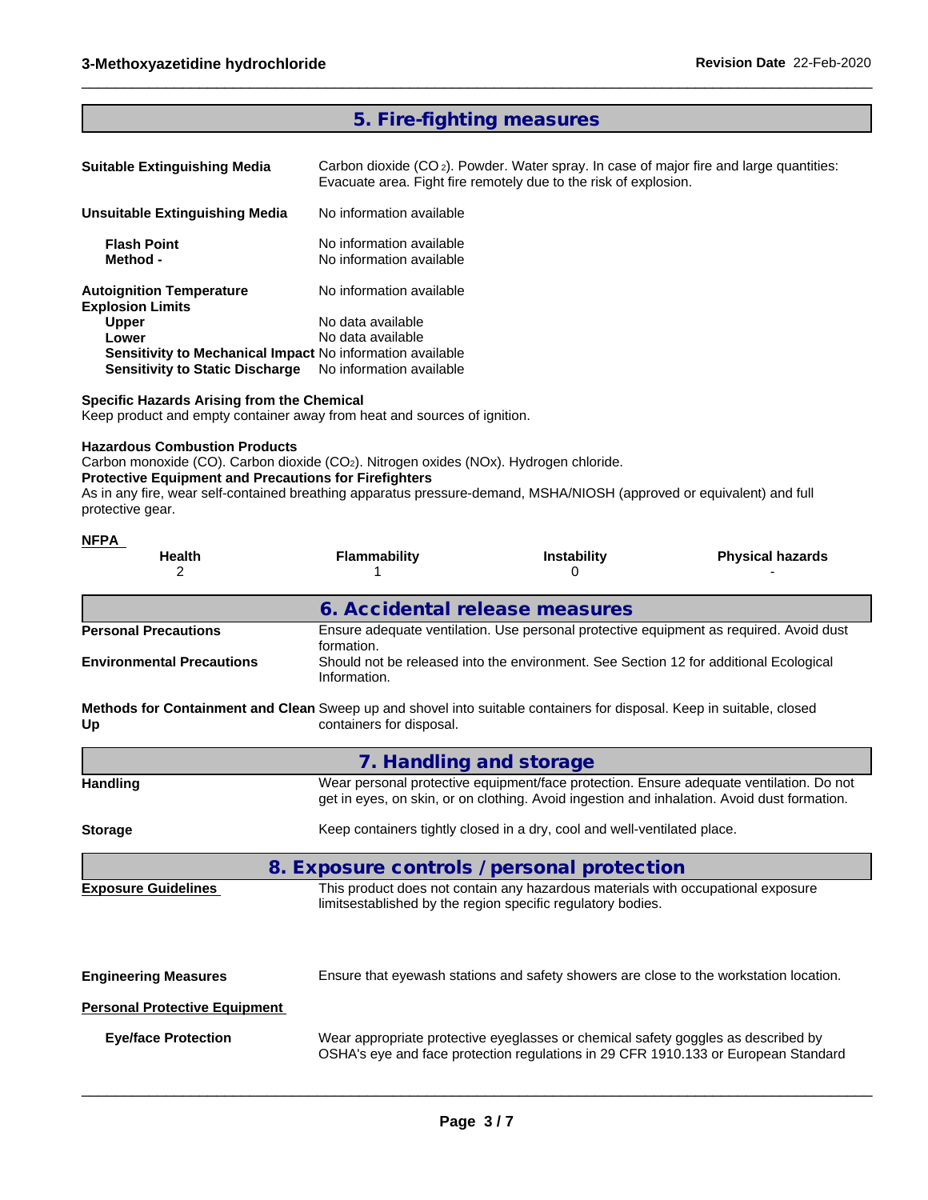## 5. Fire-fighting measures

**Suitable Extinguishing Media** Carbon dioxide ($CO_2$). Powder. Water spray. In case of major fire and large quantities: Evacuate area. Fight fire remotely due to the risk of explosion.

**Unsuitable Extinguishing Media** No information available

**Flash Point** No information available
**Method -** No information available

**Autoignition Temperature** No information available
**Explosion Limits**
**Upper** No data available
**Lower** No data available
**Sensitivity to Mechanical Impact** No information available
**Sensitivity to Static Discharge** No information available

**Specific Hazards Arising from the Chemical**
Keep product and empty container away from heat and sources of ignition.

**Hazardous Combustion Products**
Carbon monoxide (CO). Carbon dioxide ($CO_2$). Nitrogen oxides (NOx). Hydrogen chloride.
**Protective Equipment and Precautions for Firefighters**
As in any fire, wear self-contained breathing apparatus pressure-demand, MSHA/NIOSH (approved or equivalent) and full protective gear.

**NFPA**

| Health | Flammability | Instability | Physical hazards |
|---|---|---|---|
| 2 | 1 | 0 | - |

## 6. Accidental release measures

**Personal Precautions** Ensure adequate ventilation. Use personal protective equipment as required. Avoid dust formation.

**Environmental Precautions** Should not be released into the environment. See Section 12 for additional Ecological Information.

**Methods for Containment and Clean Up** Sweep up and shovel into suitable containers for disposal. Keep in suitable, closed containers for disposal.

## 7. Handling and storage

**Handling** Wear personal protective equipment/face protection. Ensure adequate ventilation. Do not get in eyes, on skin, or on clothing. Avoid ingestion and inhalation. Avoid dust formation.

**Storage** Keep containers tightly closed in a dry, cool and well-ventilated place.

## 8. Exposure controls / personal protection

**Exposure Guidelines** This product does not contain any hazardous materials with occupational exposure limitsestablished by the region specific regulatory bodies.

**Engineering Measures** Ensure that eyewash stations and safety showers are close to the workstation location.

**Personal Protective Equipment**

**Eye/face Protection** Wear appropriate protective eyeglasses or chemical safety goggles as described by OSHA's eye and face protection regulations in 29 CFR 1910.133 or European Standard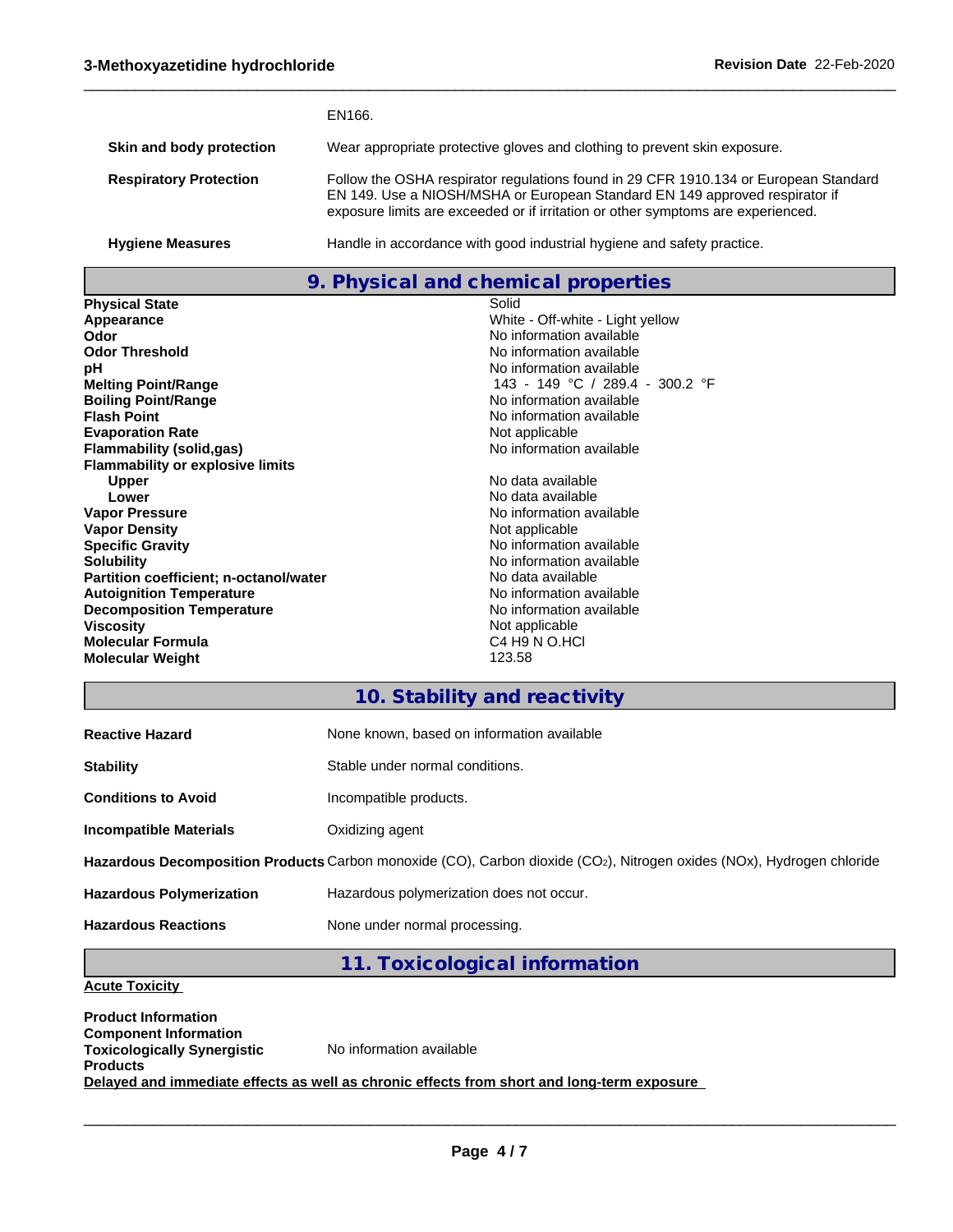| | |
|---|---|
| | EN166. |
| **Skin and body protection** | Wear appropriate protective gloves and clothing to prevent skin exposure. |
| **Respiratory Protection** | Follow the OSHA respirator regulations found in 29 CFR 1910.134 or European Standard EN 149. Use a NIOSH/MSHA or European Standard EN 149 approved respirator if exposure limits are exceeded or if irritation or other symptoms are experienced. |
| **Hygiene Measures** | Handle in accordance with good industrial hygiene and safety practice. |

## 9. Physical and chemical properties

| | |
|---|---|
| **Physical State** | Solid |
| **Appearance** | White - Off-white - Light yellow |
| **Odor** | No information available |
| **Odor Threshold** | No information available |
| **pH** | No information available |
| **Melting Point/Range** | 143 - 149 °C / 289.4 - 300.2 °F |
| **Boiling Point/Range** | No information available |
| **Flash Point** | No information available |
| **Evaporation Rate** | Not applicable |
| **Flammability (solid,gas)** | No information available |
| **Flammability or explosive limits** | |
| **Upper** | No data available |
| **Lower** | No data available |
| **Vapor Pressure** | No information available |
| **Vapor Density** | Not applicable |
| **Specific Gravity** | No information available |
| **Solubility** | No information available |
| **Partition coefficient; n-octanol/water** | No data available |
| **Autoignition Temperature** | No information available |
| **Decomposition Temperature** | No information available |
| **Viscosity** | Not applicable |
| **Molecular Formula** | C4 H9 N O.HCl |
| **Molecular Weight** | 123.58 |

## 10. Stability and reactivity

| | |
|---|---|
| **Reactive Hazard** | None known, based on information available |
| **Stability** | Stable under normal conditions. |
| **Conditions to Avoid** | Incompatible products. |
| **Incompatible Materials** | Oxidizing agent |
| **Hazardous Decomposition Products** | Carbon monoxide (CO), Carbon dioxide ($CO_2$), Nitrogen oxides (NOx), Hydrogen chloride |
| **Hazardous Polymerization** | Hazardous polymerization does not occur. |
| **Hazardous Reactions** | None under normal processing. |

## 11. Toxicological information

**Acute Toxicity**

**Product Information**

**Component Information**

**Toxicologically Synergistic Products** No information available

**Delayed and immediate effects as well as chronic effects from short and long-term exposure**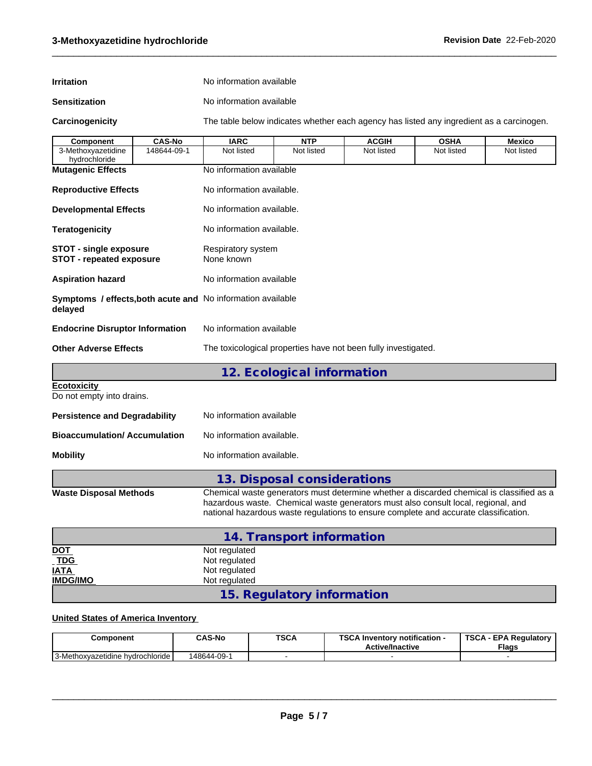**Irritation** No information available

**Sensitization** No information available

**Carcinogenicity** The table below indicates whether each agency has listed any ingredient as a carcinogen.

| Component | CAS-No | IARC | NTP | ACGIH | OSHA | Mexico |
|---|---|---|---|---|---|---|
| 3-Methoxyazetidine hydrochloride | 148644-09-1 | Not listed | Not listed | Not listed | Not listed | Not listed |

**Mutagenic Effects** No information available

**Reproductive Effects** No information available.

**Developmental Effects** No information available.

**Teratogenicity** No information available.

**STOT - single exposure** Respiratory system
**STOT - repeated exposure** None known

**Aspiration hazard** No information available

**Symptoms / effects,both acute and delayed** No information available

**Endocrine Disruptor Information** No information available

**Other Adverse Effects** The toxicological properties have not been fully investigated.

## 12. Ecological information

**Ecotoxicity**
Do not empty into drains.

**Persistence and Degradability** No information available

**Bioaccumulation/ Accumulation** No information available.

**Mobility** No information available.

## 13. Disposal considerations

**Waste Disposal Methods** Chemical waste generators must determine whether a discarded chemical is classified as a hazardous waste. Chemical waste generators must also consult local, regional, and national hazardous waste regulations to ensure complete and accurate classification.

## 14. Transport information

**DOT** Not regulated
**TDG** Not regulated
**IATA** Not regulated
**IMDG/IMO** Not regulated

## 15. Regulatory information

**United States of America Inventory**

| Component | CAS-No | TSCA | TSCA Inventory notification - Active/Inactive | TSCA - EPA Regulatory Flags |
|---|---|---|---|---|
| 3-Methoxyazetidine hydrochloride | 148644-09-1 | - | - | - |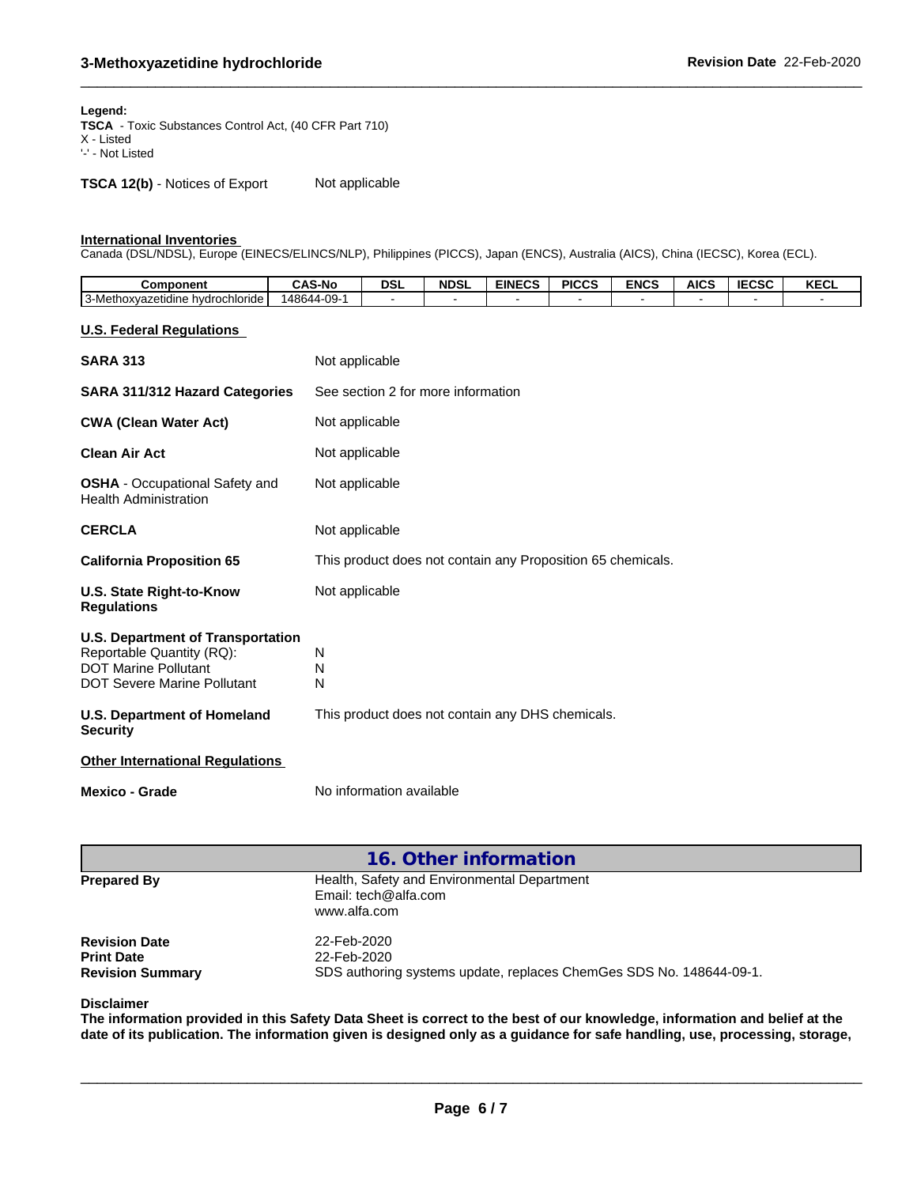**Legend:**
**TSCA** - Toxic Substances Control Act, (40 CFR Part 710)
X - Listed
'-' - Not Listed

**TSCA 12(b)** - Notices of Export Not applicable

**International Inventories**
Canada (DSL/NDSL), Europe (EINECS/ELINCS/NLP), Philippines (PICCS), Japan (ENCS), Australia (AICS), China (IECSC), Korea (ECL).

| Component | CAS-No | DSL | NDSL | EINECS | PICCS | ENCS | AICS | IECSC | KECL |
|---|---|---|---|---|---|---|---|---|---|
| 3-Methoxyazetidine hydrochloride | 148644-09-1 | - | - | - | - | - | - | - | - |

**U.S. Federal Regulations**

**SARA 313** Not applicable

**SARA 311/312 Hazard Categories** See section 2 for more information

**CWA (Clean Water Act)** Not applicable

**Clean Air Act** Not applicable

**OSHA** - Occupational Safety and Health Administration Not applicable

**CERCLA** Not applicable

**California Proposition 65** This product does not contain any Proposition 65 chemicals.

**U.S. State Right-to-Know Regulations** Not applicable

**U.S. Department of Transportation**
Reportable Quantity (RQ): N
DOT Marine Pollutant N
DOT Severe Marine Pollutant N

**U.S. Department of Homeland Security** This product does not contain any DHS chemicals.

**Other International Regulations**

**Mexico - Grade** No information available

## 16. Other information

**Prepared By** Health, Safety and Environmental Department
Email: tech@alfa.com
www.alfa.com

**Revision Date** 22-Feb-2020
**Print Date** 22-Feb-2020
**Revision Summary** SDS authoring systems update, replaces ChemGes SDS No. 148644-09-1.

**Disclaimer**
**The information provided in this Safety Data Sheet is correct to the best of our knowledge, information and belief at the date of its publication. The information given is designed only as a guidance for safe handling, use, processing, storage,**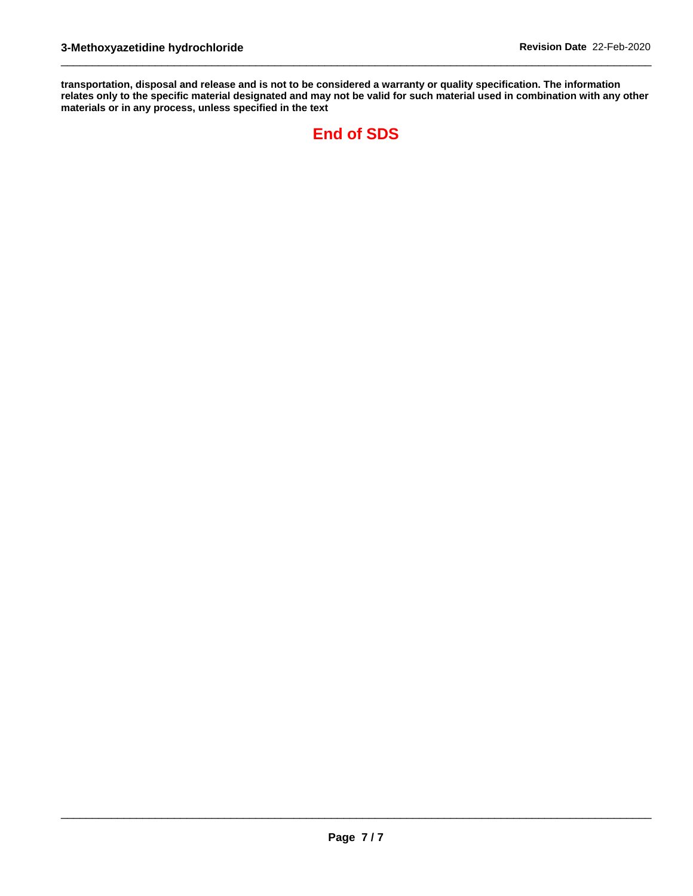**transportation, disposal and release and is not to be considered a warranty or quality specification. The information relates only to the specific material designated and may not be valid for such material used in combination with any other materials or in any process, unless specified in the text**

## End of SDS